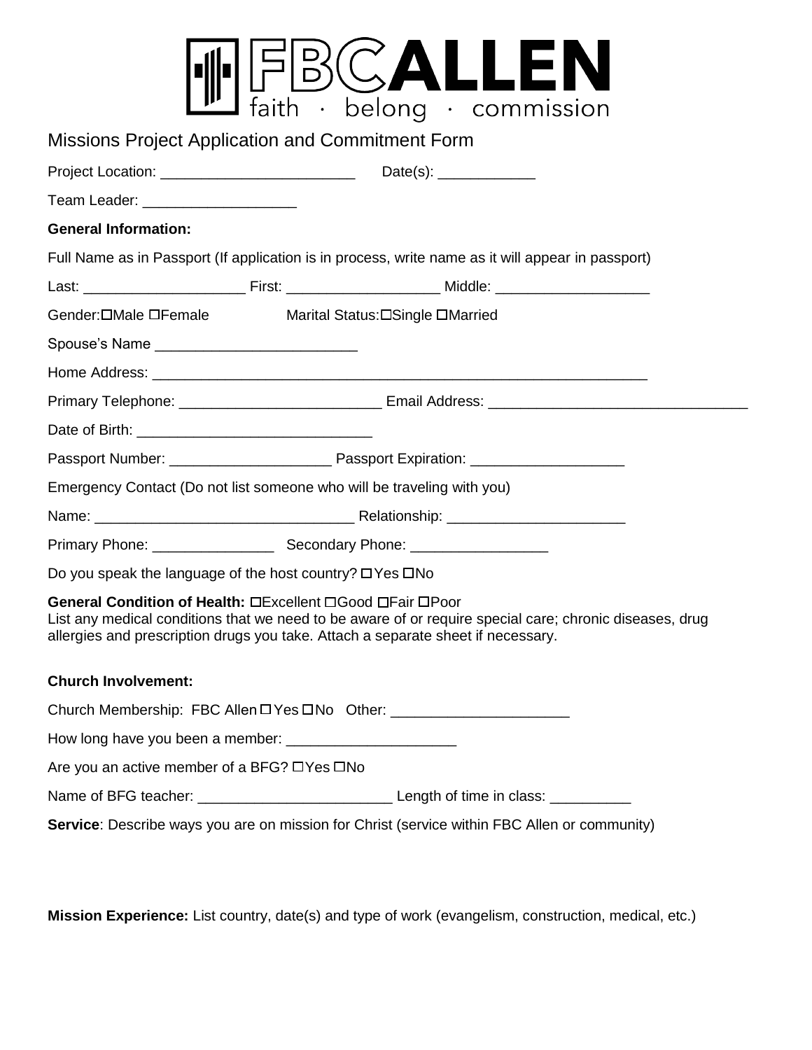# FBC ALLEN

faith · belong · commission

## Missions Project Application and Commitment Form

Project Location: ________________________ Date(s): ____________

Team Leader: ___________________

**General Information:**

Full Name as in Passport (If application is in process, write name as it will appear in passport)

Last: ____________________ First: ___________________ Middle: ___________________

Gender: ☐Male ☐Female Marital Status: ☐Single ☐Married

Spouse's Name _________________________

Home Address: _______________________________________________________________

Primary Telephone: _________________________ Email Address: ________________________________

Date of Birth: _____________________________

Passport Number: ____________________ Passport Expiration: ___________________

Emergency Contact (Do not list someone who will be traveling with you)

Name: ________________________________ Relationship: ______________________

Primary Phone: _______________ Secondary Phone: _________________

Do you speak the language of the host country? ☐Yes ☐No

**General Condition of Health:** ☐Excellent ☐Good ☐Fair ☐Poor

List any medical conditions that we need to be aware of or require special care; chronic diseases, drug allergies and prescription drugs you take. Attach a separate sheet if necessary.

**Church Involvement:**

Church Membership: FBC Allen ☐Yes ☐No Other: ______________________

How long have you been a member: _____________________

Are you an active member of a BFG? ☐Yes ☐No

Name of BFG teacher: ________________________ Length of time in class: __________

**Service**: Describe ways you are on mission for Christ (service within FBC Allen or community)

**Mission Experience:** List country, date(s) and type of work (evangelism, construction, medical, etc.)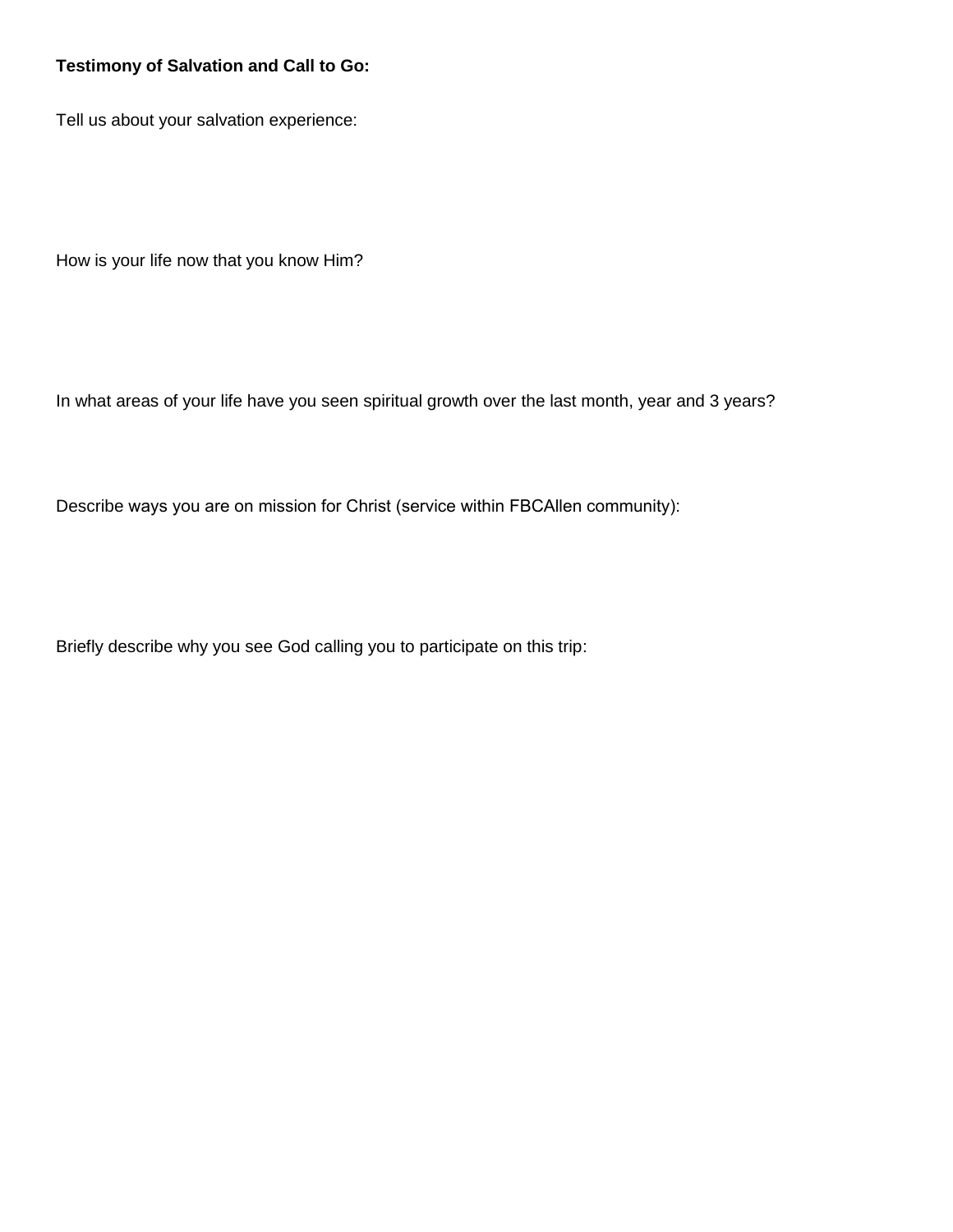**Testimony of Salvation and Call to Go:**

Tell us about your salvation experience:

How is your life now that you know Him?

In what areas of your life have you seen spiritual growth over the last month, year and 3 years?

Describe ways you are on mission for Christ (service within FBCAllen community):

Briefly describe why you see God calling you to participate on this trip: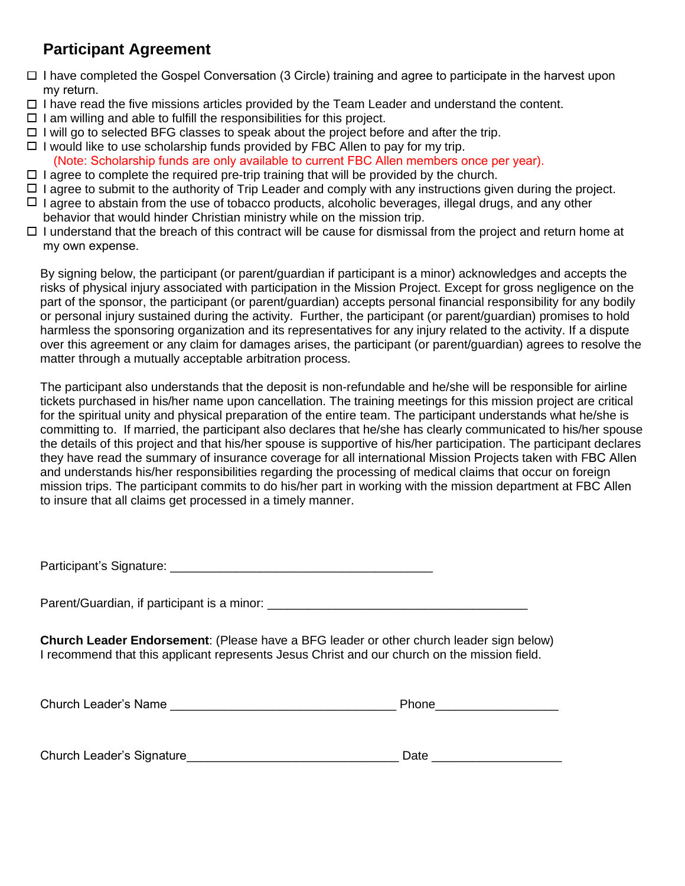## Participant Agreement

- ☐ I have completed the Gospel Conversation (3 Circle) training and agree to participate in the harvest upon my return.
- ☐ I have read the five missions articles provided by the Team Leader and understand the content.
- ☐ I am willing and able to fulfill the responsibilities for this project.
- ☐ I will go to selected BFG classes to speak about the project before and after the trip.
- ☐ I would like to use scholarship funds provided by FBC Allen to pay for my trip.
  (Note: Scholarship funds are only available to current FBC Allen members once per year).
- ☐ I agree to complete the required pre-trip training that will be provided by the church.
- ☐ I agree to submit to the authority of Trip Leader and comply with any instructions given during the project.
- ☐ I agree to abstain from the use of tobacco products, alcoholic beverages, illegal drugs, and any other behavior that would hinder Christian ministry while on the mission trip.
- ☐ I understand that the breach of this contract will be cause for dismissal from the project and return home at my own expense.

By signing below, the participant (or parent/guardian if participant is a minor) acknowledges and accepts the risks of physical injury associated with participation in the Mission Project. Except for gross negligence on the part of the sponsor, the participant (or parent/guardian) accepts personal financial responsibility for any bodily or personal injury sustained during the activity. Further, the participant (or parent/guardian) promises to hold harmless the sponsoring organization and its representatives for any injury related to the activity. If a dispute over this agreement or any claim for damages arises, the participant (or parent/guardian) agrees to resolve the matter through a mutually acceptable arbitration process.

The participant also understands that the deposit is non-refundable and he/she will be responsible for airline tickets purchased in his/her name upon cancellation. The training meetings for this mission project are critical for the spiritual unity and physical preparation of the entire team. The participant understands what he/she is committing to. If married, the participant also declares that he/she has clearly communicated to his/her spouse the details of this project and that his/her spouse is supportive of his/her participation. The participant declares they have read the summary of insurance coverage for all international Mission Projects taken with FBC Allen and understands his/her responsibilities regarding the processing of medical claims that occur on foreign mission trips. The participant commits to do his/her part in working with the mission department at FBC Allen to insure that all claims get processed in a timely manner.

Participant's Signature: ______________________________________

Parent/Guardian, if participant is a minor: ______________________________________

**Church Leader Endorsement**: (Please have a BFG leader or other church leader sign below)
I recommend that this applicant represents Jesus Christ and our church on the mission field.

Church Leader's Name ________________________________ Phone_________________

Church Leader's Signature______________________________ Date __________________